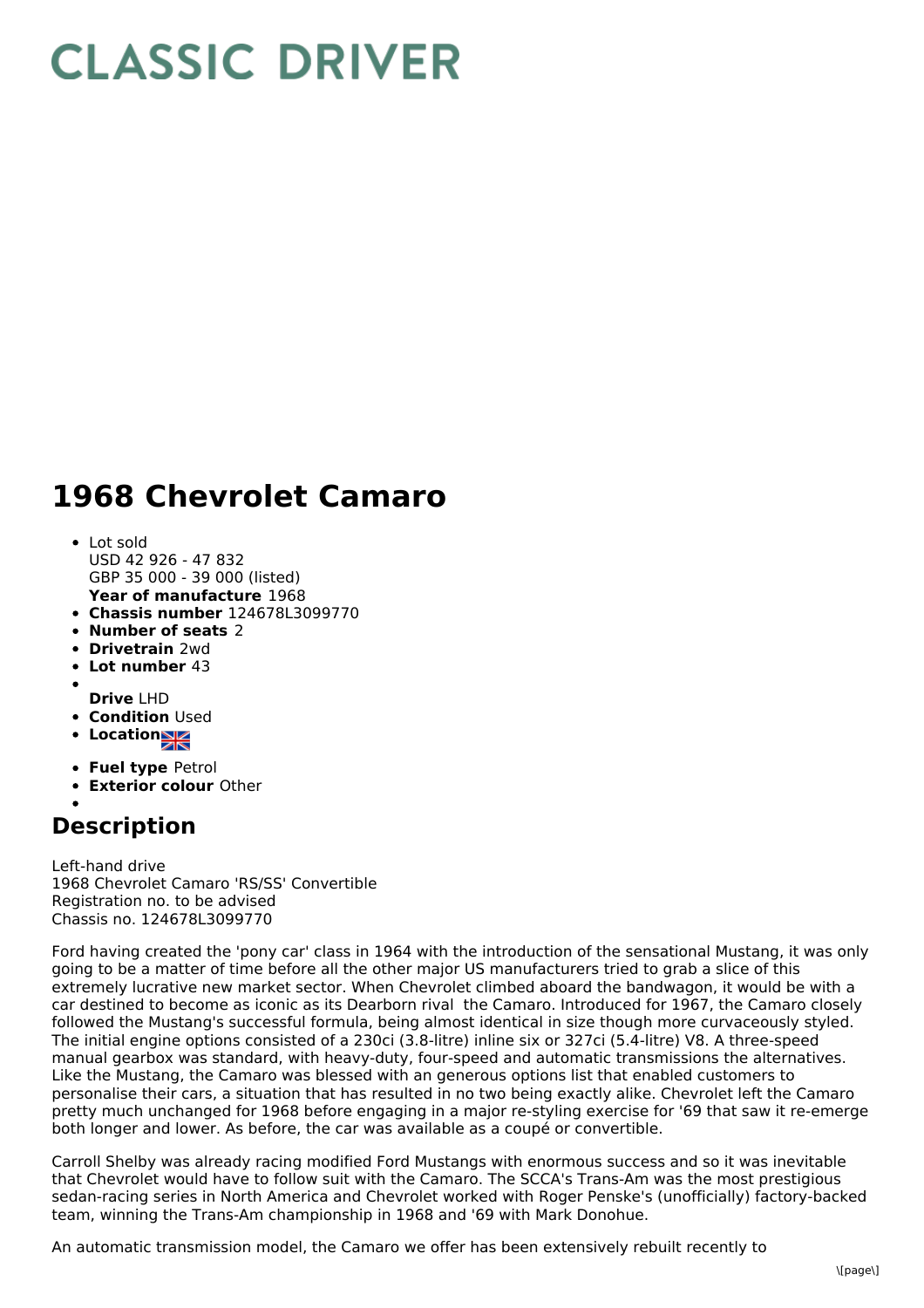# CLASSIC DRIVER

# 1968 Chevrolet Camaro

- Lot sold
  USD 42 926 - 47 832
  GBP 35 000 - 39 000 (listed)
  **Year of manufacture** 1968
- **Chassis number** 124678L3099770
- **Number of seats** 2
- **Drivetrain** 2wd
- **Lot number** 43
- **Drive** LHD
- **Condition** Used
- **Location**
- **Fuel type** Petrol
- **Exterior colour** Other

## Description

Left-hand drive
1968 Chevrolet Camaro 'RS/SS' Convertible
Registration no. to be advised
Chassis no. 124678L3099770

Ford having created the 'pony car' class in 1964 with the introduction of the sensational Mustang, it was only going to be a matter of time before all the other major US manufacturers tried to grab a slice of this extremely lucrative new market sector. When Chevrolet climbed aboard the bandwagon, it would be with a car destined to become as iconic as its Dearborn rival  the Camaro. Introduced for 1967, the Camaro closely followed the Mustang's successful formula, being almost identical in size though more curvaceously styled. The initial engine options consisted of a 230ci (3.8-litre) inline six or 327ci (5.4-litre) V8. A three-speed manual gearbox was standard, with heavy-duty, four-speed and automatic transmissions the alternatives. Like the Mustang, the Camaro was blessed with an generous options list that enabled customers to personalise their cars, a situation that has resulted in no two being exactly alike. Chevrolet left the Camaro pretty much unchanged for 1968 before engaging in a major re-styling exercise for '69 that saw it re-emerge both longer and lower. As before, the car was available as a coupé or convertible.

Carroll Shelby was already racing modified Ford Mustangs with enormous success and so it was inevitable that Chevrolet would have to follow suit with the Camaro. The SCCA's Trans-Am was the most prestigious sedan-racing series in North America and Chevrolet worked with Roger Penske's (unofficially) factory-backed team, winning the Trans-Am championship in 1968 and '69 with Mark Donohue.

An automatic transmission model, the Camaro we offer has been extensively rebuilt recently to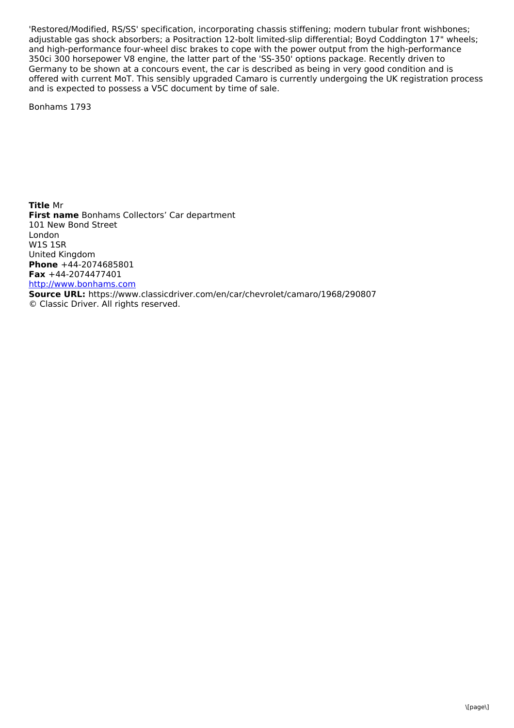'Restored/Modified, RS/SS' specification, incorporating chassis stiffening; modern tubular front wishbones; adjustable gas shock absorbers; a Positraction 12-bolt limited-slip differential; Boyd Coddington 17" wheels; and high-performance four-wheel disc brakes to cope with the power output from the high-performance 350ci 300 horsepower V8 engine, the latter part of the 'SS-350' options package. Recently driven to Germany to be shown at a concours event, the car is described as being in very good condition and is offered with current MoT. This sensibly upgraded Camaro is currently undergoing the UK registration process and is expected to possess a V5C document by time of sale.

Bonhams 1793

**Title** Mr
**First name** Bonhams Collectors' Car department
101 New Bond Street
London
W1S 1SR
United Kingdom
**Phone** +44-2074685801
**Fax** +44-2074477401
[http://www.bonhams.com](http://www.bonhams.com)
**Source URL:** https://www.classicdriver.com/en/car/chevrolet/camaro/1968/290807
© Classic Driver. All rights reserved.